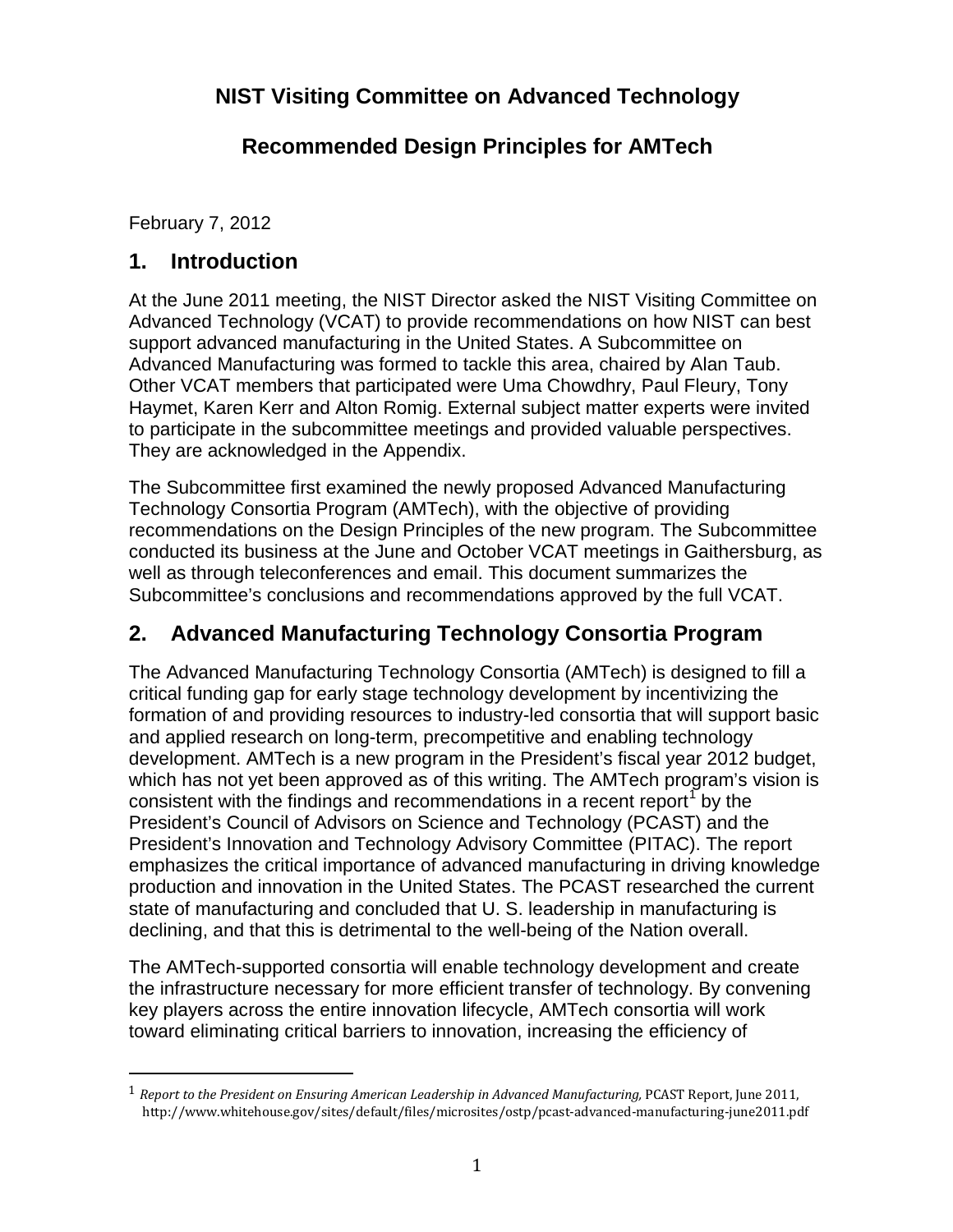# NIST Visiting Committee on Advanced Technology

## Recommended Design Principles for AMTech

February 7, 2012

## 1. Introduction

At the June 2011 meeting, the NIST Director asked the NIST Visiting Committee on Advanced Technology (VCAT) to provide recommendations on how NIST can best support advanced manufacturing in the United States. A Subcommittee on Advanced Manufacturing was formed to tackle this area, chaired by Alan Taub. Other VCAT members that participated were Uma Chowdhry, Paul Fleury, Tony Haymet, Karen Kerr and Alton Romig. External subject matter experts were invited to participate in the subcommittee meetings and provided valuable perspectives. They are acknowledged in the Appendix.

The Subcommittee first examined the newly proposed Advanced Manufacturing Technology Consortia Program (AMTech), with the objective of providing recommendations on the Design Principles of the new program. The Subcommittee conducted its business at the June and October VCAT meetings in Gaithersburg, as well as through teleconferences and email. This document summarizes the Subcommittee's conclusions and recommendations approved by the full VCAT.

## 2. Advanced Manufacturing Technology Consortia Program

The Advanced Manufacturing Technology Consortia (AMTech) is designed to fill a critical funding gap for early stage technology development by incentivizing the formation of and providing resources to industry-led consortia that will support basic and applied research on long-term, precompetitive and enabling technology development. AMTech is a new program in the President's fiscal year 2012 budget, which has not yet been approved as of this writing. The AMTech program's vision is consistent with the findings and recommendations in a recent report[1] by the President's Council of Advisors on Science and Technology (PCAST) and the President's Innovation and Technology Advisory Committee (PITAC). The report emphasizes the critical importance of advanced manufacturing in driving knowledge production and innovation in the United States. The PCAST researched the current state of manufacturing and concluded that U. S. leadership in manufacturing is declining, and that this is detrimental to the well-being of the Nation overall.

The AMTech-supported consortia will enable technology development and create the infrastructure necessary for more efficient transfer of technology. By convening key players across the entire innovation lifecycle, AMTech consortia will work toward eliminating critical barriers to innovation, increasing the efficiency of

---

[1] *Report to the President on Ensuring American Leadership in Advanced Manufacturing,* PCAST Report, June 2011, http://www.whitehouse.gov/sites/default/files/microsites/ostp/pcast-advanced-manufacturing-june2011.pdf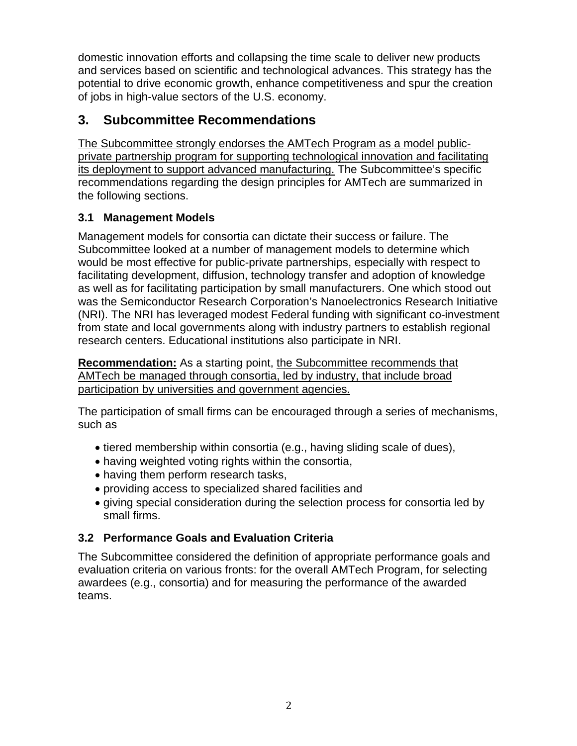domestic innovation efforts and collapsing the time scale to deliver new products and services based on scientific and technological advances. This strategy has the potential to drive economic growth, enhance competitiveness and spur the creation of jobs in high-value sectors of the U.S. economy.

## 3. Subcommittee Recommendations

<u>The Subcommittee strongly endorses the AMTech Program as a model public-private partnership program for supporting technological innovation and facilitating its deployment to support advanced manufacturing.</u> The Subcommittee's specific recommendations regarding the design principles for AMTech are summarized in the following sections.

### 3.1 Management Models

Management models for consortia can dictate their success or failure. The Subcommittee looked at a number of management models to determine which would be most effective for public-private partnerships, especially with respect to facilitating development, diffusion, technology transfer and adoption of knowledge as well as for facilitating participation by small manufacturers. One which stood out was the Semiconductor Research Corporation's Nanoelectronics Research Initiative (NRI). The NRI has leveraged modest Federal funding with significant co-investment from state and local governments along with industry partners to establish regional research centers. Educational institutions also participate in NRI.

**<u>Recommendation:</u>** As a starting point, <u>the Subcommittee recommends that AMTech be managed through consortia, led by industry, that include broad participation by universities and government agencies.</u>

The participation of small firms can be encouraged through a series of mechanisms, such as

- tiered membership within consortia (e.g., having sliding scale of dues),
- having weighted voting rights within the consortia,
- having them perform research tasks,
- providing access to specialized shared facilities and
- giving special consideration during the selection process for consortia led by small firms.

### 3.2 Performance Goals and Evaluation Criteria

The Subcommittee considered the definition of appropriate performance goals and evaluation criteria on various fronts: for the overall AMTech Program, for selecting awardees (e.g., consortia) and for measuring the performance of the awarded teams.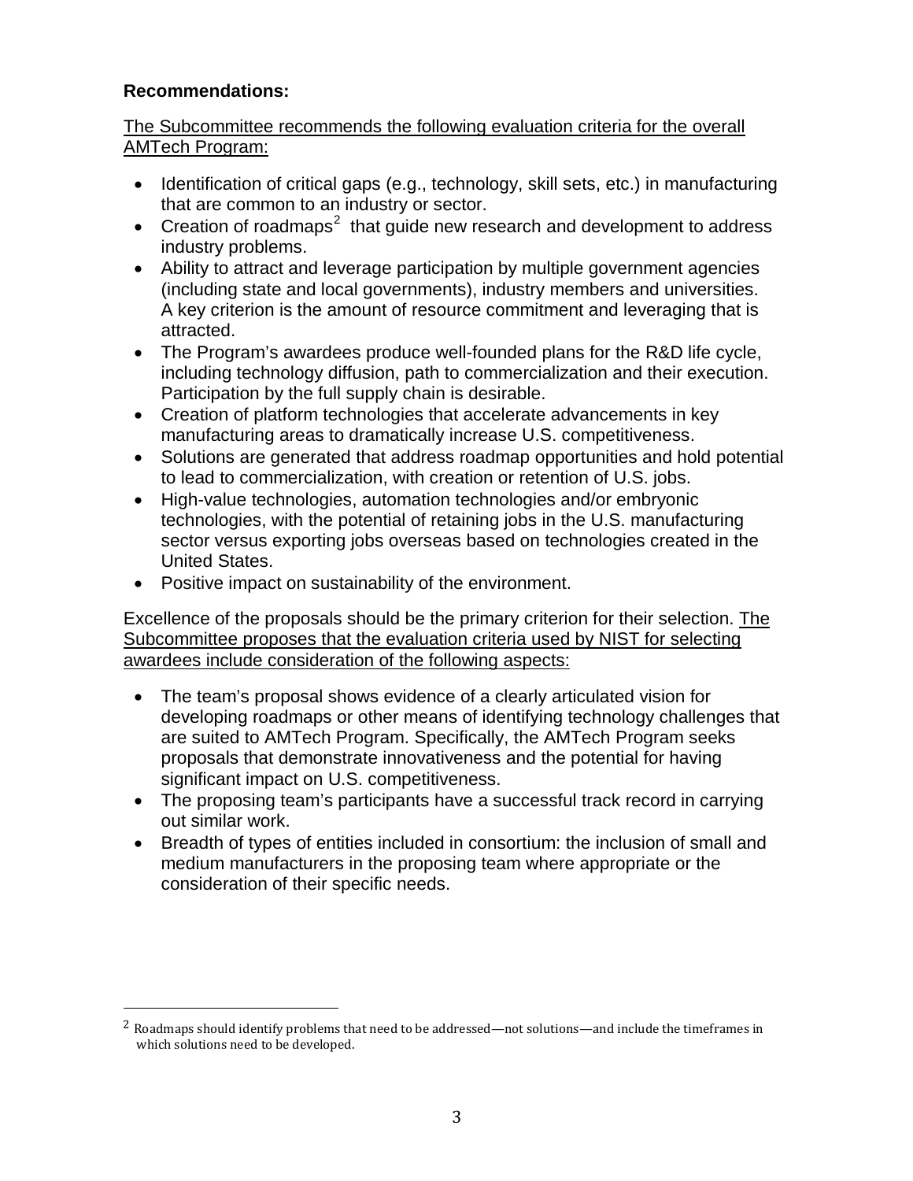**Recommendations:**

The Subcommittee recommends the following evaluation criteria for the overall AMTech Program:

- Identification of critical gaps (e.g., technology, skill sets, etc.) in manufacturing that are common to an industry or sector.
- Creation of roadmaps[2] that guide new research and development to address industry problems.
- Ability to attract and leverage participation by multiple government agencies (including state and local governments), industry members and universities. A key criterion is the amount of resource commitment and leveraging that is attracted.
- The Program's awardees produce well-founded plans for the R&D life cycle, including technology diffusion, path to commercialization and their execution. Participation by the full supply chain is desirable.
- Creation of platform technologies that accelerate advancements in key manufacturing areas to dramatically increase U.S. competitiveness.
- Solutions are generated that address roadmap opportunities and hold potential to lead to commercialization, with creation or retention of U.S. jobs.
- High-value technologies, automation technologies and/or embryonic technologies, with the potential of retaining jobs in the U.S. manufacturing sector versus exporting jobs overseas based on technologies created in the United States.
- Positive impact on sustainability of the environment.

Excellence of the proposals should be the primary criterion for their selection. The Subcommittee proposes that the evaluation criteria used by NIST for selecting awardees include consideration of the following aspects:

- The team's proposal shows evidence of a clearly articulated vision for developing roadmaps or other means of identifying technology challenges that are suited to AMTech Program. Specifically, the AMTech Program seeks proposals that demonstrate innovativeness and the potential for having significant impact on U.S. competitiveness.
- The proposing team's participants have a successful track record in carrying out similar work.
- Breadth of types of entities included in consortium: the inclusion of small and medium manufacturers in the proposing team where appropriate or the consideration of their specific needs.

---

[2] Roadmaps should identify problems that need to be addressed—not solutions—and include the timeframes in which solutions need to be developed.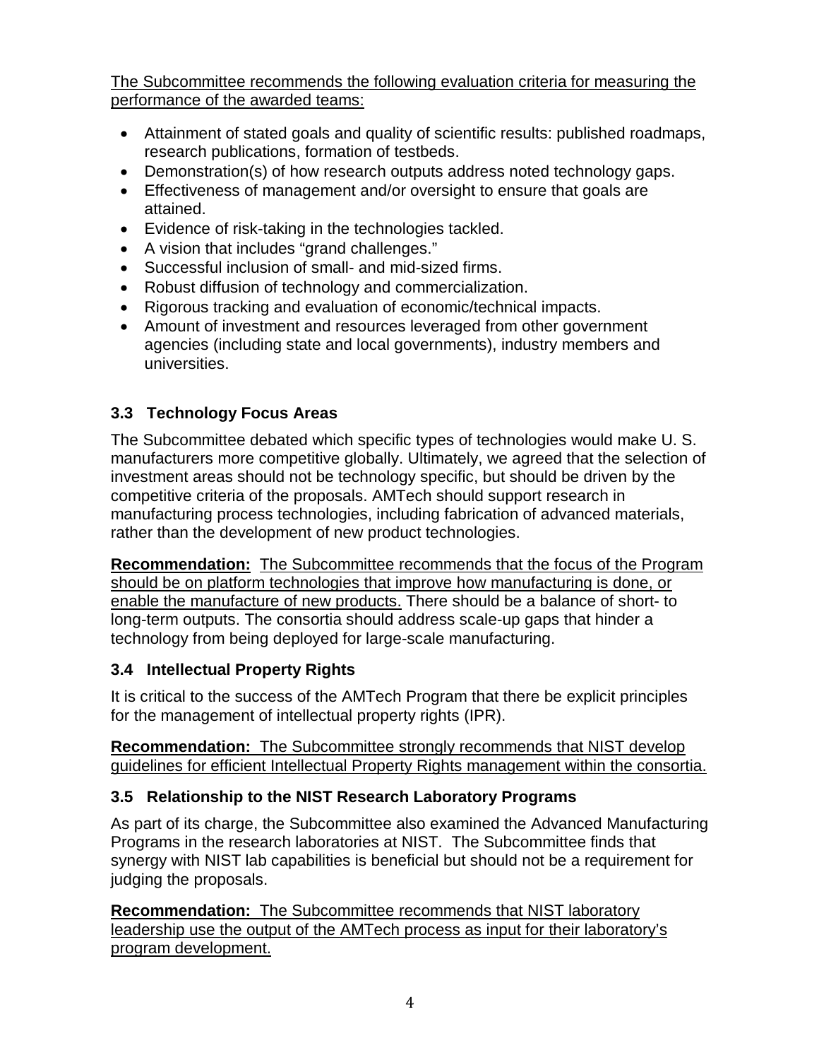<u>The Subcommittee recommends the following evaluation criteria for measuring the performance of the awarded teams:</u>

- Attainment of stated goals and quality of scientific results: published roadmaps, research publications, formation of testbeds.
- Demonstration(s) of how research outputs address noted technology gaps.
- Effectiveness of management and/or oversight to ensure that goals are attained.
- Evidence of risk-taking in the technologies tackled.
- A vision that includes "grand challenges."
- Successful inclusion of small- and mid-sized firms.
- Robust diffusion of technology and commercialization.
- Rigorous tracking and evaluation of economic/technical impacts.
- Amount of investment and resources leveraged from other government agencies (including state and local governments), industry members and universities.

### 3.3 Technology Focus Areas

The Subcommittee debated which specific types of technologies would make U. S. manufacturers more competitive globally. Ultimately, we agreed that the selection of investment areas should not be technology specific, but should be driven by the competitive criteria of the proposals. AMTech should support research in manufacturing process technologies, including fabrication of advanced materials, rather than the development of new product technologies.

**Recommendation:** <u>The Subcommittee recommends that the focus of the Program should be on platform technologies that improve how manufacturing is done, or enable the manufacture of new products.</u> There should be a balance of short- to long-term outputs. The consortia should address scale-up gaps that hinder a technology from being deployed for large-scale manufacturing.

### 3.4 Intellectual Property Rights

It is critical to the success of the AMTech Program that there be explicit principles for the management of intellectual property rights (IPR).

**Recommendation:** <u>The Subcommittee strongly recommends that NIST develop guidelines for efficient Intellectual Property Rights management within the consortia.</u>

### 3.5 Relationship to the NIST Research Laboratory Programs

As part of its charge, the Subcommittee also examined the Advanced Manufacturing Programs in the research laboratories at NIST. The Subcommittee finds that synergy with NIST lab capabilities is beneficial but should not be a requirement for judging the proposals.

**Recommendation:** <u>The Subcommittee recommends that NIST laboratory leadership use the output of the AMTech process as input for their laboratory's program development.</u>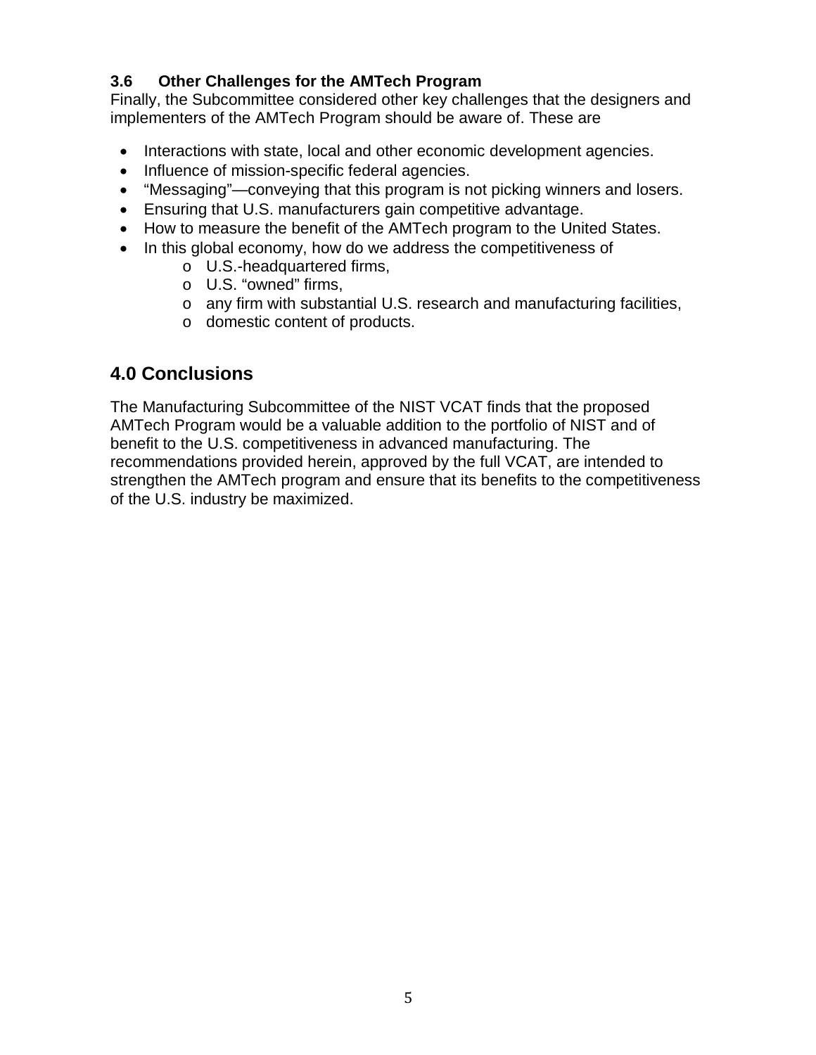### 3.6 Other Challenges for the AMTech Program

Finally, the Subcommittee considered other key challenges that the designers and implementers of the AMTech Program should be aware of. These are

- Interactions with state, local and other economic development agencies.
- Influence of mission-specific federal agencies.
- “Messaging”—conveying that this program is not picking winners and losers.
- Ensuring that U.S. manufacturers gain competitive advantage.
- How to measure the benefit of the AMTech program to the United States.
- In this global economy, how do we address the competitiveness of
  - U.S.-headquartered firms,
  - U.S. “owned” firms,
  - any firm with substantial U.S. research and manufacturing facilities,
  - domestic content of products.

## 4.0 Conclusions

The Manufacturing Subcommittee of the NIST VCAT finds that the proposed AMTech Program would be a valuable addition to the portfolio of NIST and of benefit to the U.S. competitiveness in advanced manufacturing. The recommendations provided herein, approved by the full VCAT, are intended to strengthen the AMTech program and ensure that its benefits to the competitiveness of the U.S. industry be maximized.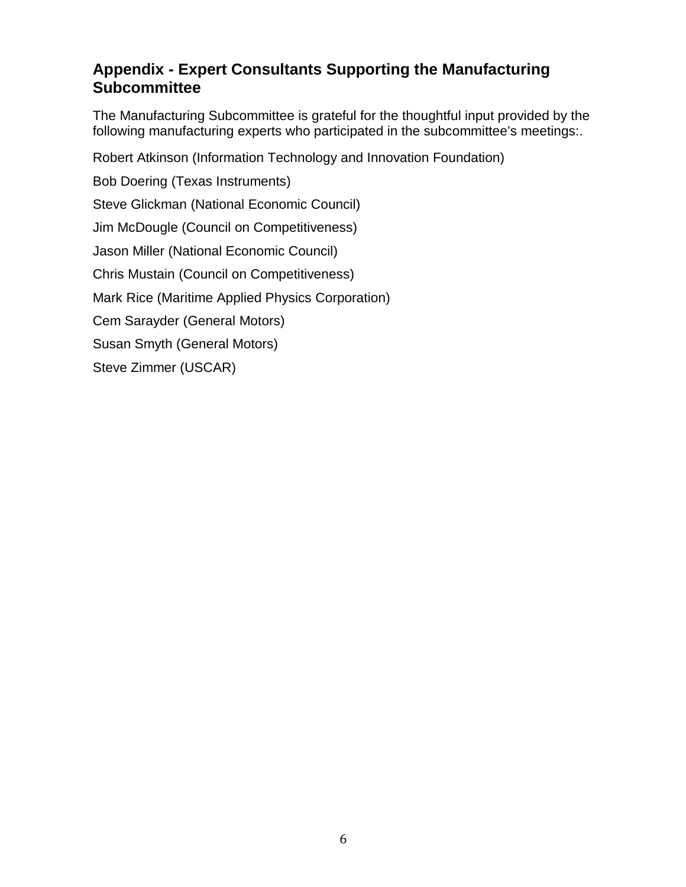## Appendix - Expert Consultants Supporting the Manufacturing Subcommittee

The Manufacturing Subcommittee is grateful for the thoughtful input provided by the following manufacturing experts who participated in the subcommittee's meetings:.

Robert Atkinson (Information Technology and Innovation Foundation)

Bob Doering (Texas Instruments)

Steve Glickman (National Economic Council)

Jim McDougle (Council on Competitiveness)

Jason Miller (National Economic Council)

Chris Mustain (Council on Competitiveness)

Mark Rice (Maritime Applied Physics Corporation)

Cem Sarayder (General Motors)

Susan Smyth (General Motors)

Steve Zimmer (USCAR)